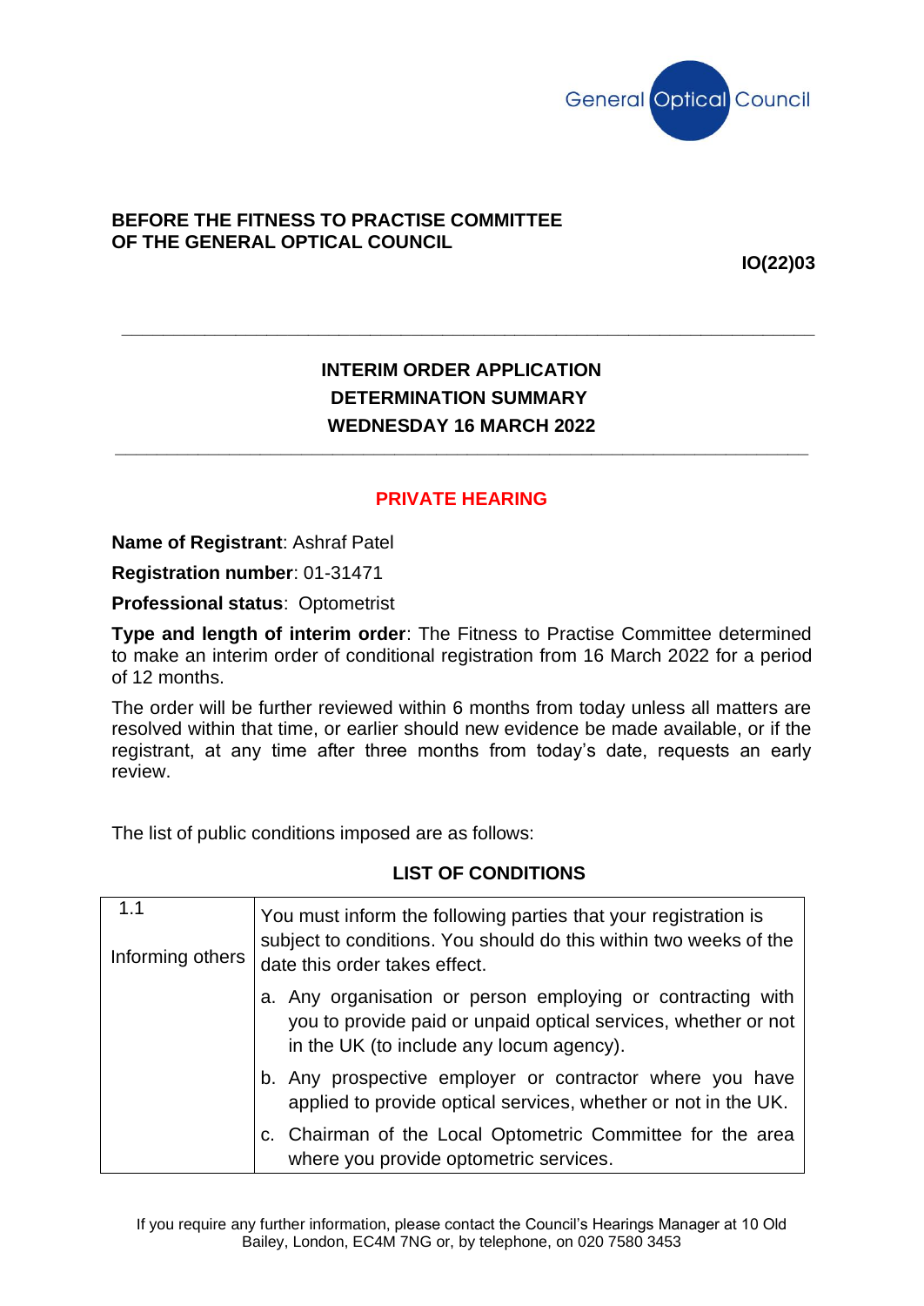General Optical Council

**BEFORE THE FITNESS TO PRACTISE COMMITTEE**
**OF THE GENERAL OPTICAL COUNCIL**

**IO(22)03**

---

## INTERIM ORDER APPLICATION
## DETERMINATION SUMMARY
## WEDNESDAY 16 MARCH 2022

---

**PRIVATE HEARING**

**Name of Registrant**: Ashraf Patel

**Registration number**: 01-31471

**Professional status**: Optometrist

**Type and length of interim order**: The Fitness to Practise Committee determined to make an interim order of conditional registration from 16 March 2022 for a period of 12 months.

The order will be further reviewed within 6 months from today unless all matters are resolved within that time, or earlier should new evidence be made available, or if the registrant, at any time after three months from today's date, requests an early review.

The list of public conditions imposed are as follows:

### LIST OF CONDITIONS

| | |
|---|---|
| 1.1<br><br>Informing others | You must inform the following parties that your registration is subject to conditions. You should do this within two weeks of the date this order takes effect.<br><br>a. Any organisation or person employing or contracting with you to provide paid or unpaid optical services, whether or not in the UK (to include any locum agency).<br><br>b. Any prospective employer or contractor where you have applied to provide optical services, whether or not in the UK.<br><br>c. Chairman of the Local Optometric Committee for the area where you provide optometric services. |

If you require any further information, please contact the Council's Hearings Manager at 10 Old Bailey, London, EC4M 7NG or, by telephone, on 020 7580 3453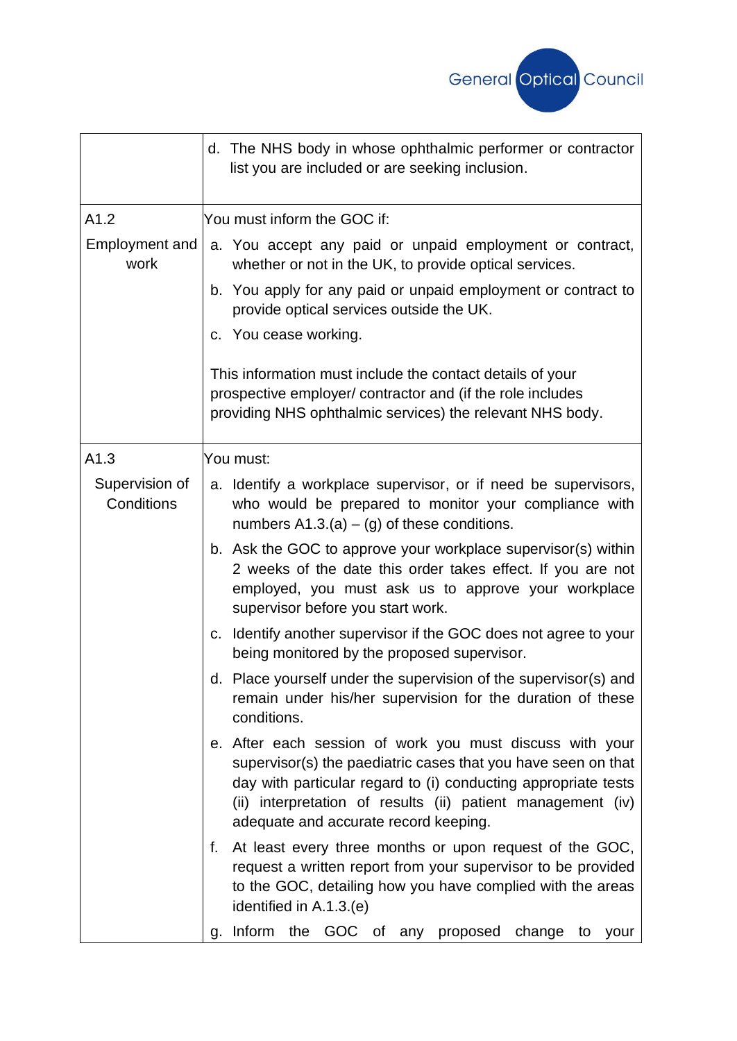| | |
|---|---|
| | d. The NHS body in whose ophthalmic performer or contractor list you are included or are seeking inclusion. |
| A1.2<br>Employment and work | You must inform the GOC if:<br>a. You accept any paid or unpaid employment or contract, whether or not in the UK, to provide optical services.<br>b. You apply for any paid or unpaid employment or contract to provide optical services outside the UK.<br>c. You cease working.<br><br>This information must include the contact details of your prospective employer/ contractor and (if the role includes providing NHS ophthalmic services) the relevant NHS body. |
| A1.3<br>Supervision of Conditions | You must:<br>a. Identify a workplace supervisor, or if need be supervisors, who would be prepared to monitor your compliance with numbers A1.3.(a) – (g) of these conditions.<br>b. Ask the GOC to approve your workplace supervisor(s) within 2 weeks of the date this order takes effect. If you are not employed, you must ask us to approve your workplace supervisor before you start work.<br>c. Identify another supervisor if the GOC does not agree to your being monitored by the proposed supervisor.<br>d. Place yourself under the supervision of the supervisor(s) and remain under his/her supervision for the duration of these conditions.<br>e. After each session of work you must discuss with your supervisor(s) the paediatric cases that you have seen on that day with particular regard to (i) conducting appropriate tests (ii) interpretation of results (ii) patient management (iv) adequate and accurate record keeping.<br>f. At least every three months or upon request of the GOC, request a written report from your supervisor to be provided to the GOC, detailing how you have complied with the areas identified in A.1.3.(e)<br>g. Inform the GOC of any proposed change to your |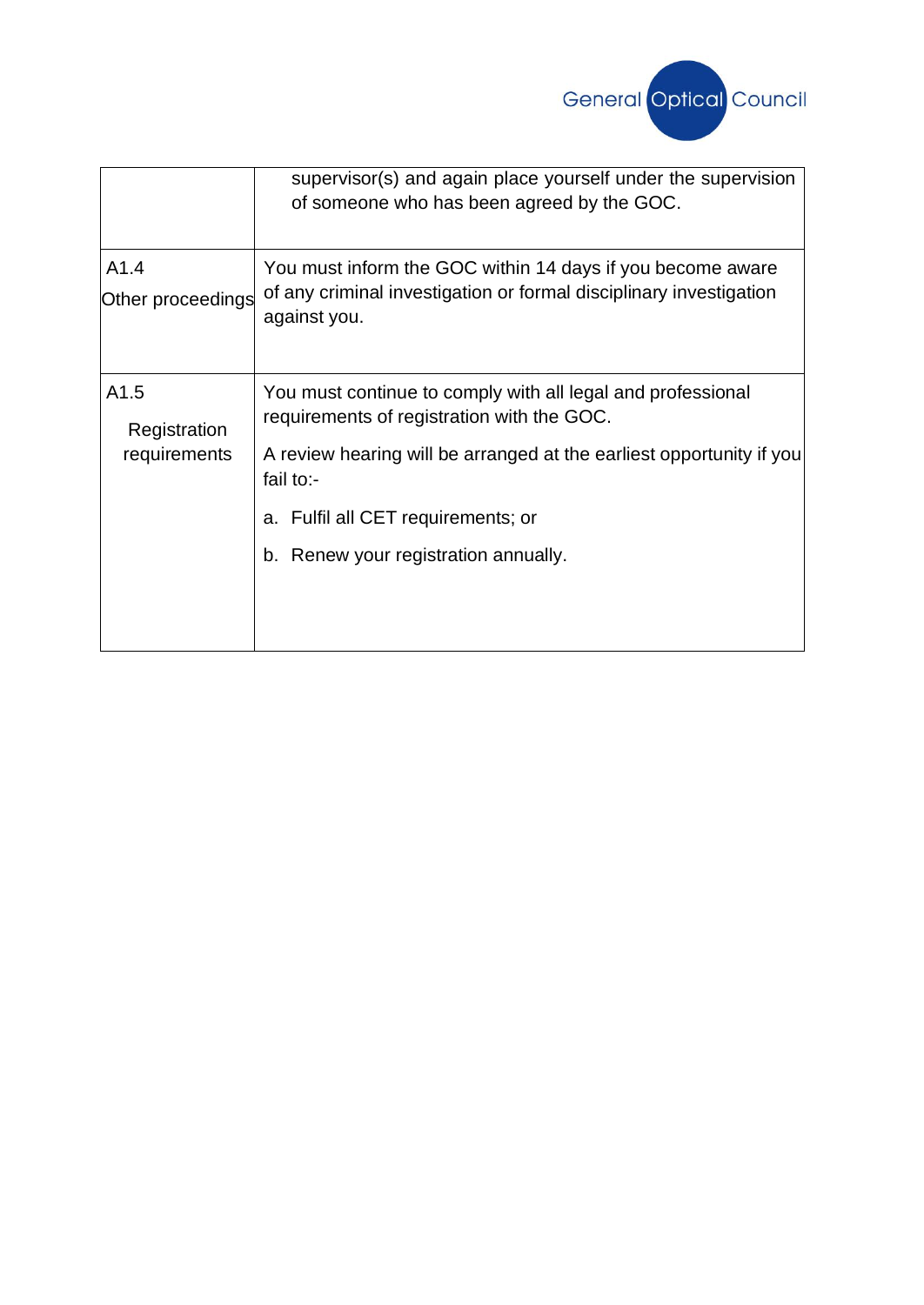| | |
|---|---|
| | supervisor(s) and again place yourself under the supervision of someone who has been agreed by the GOC. |
| A1.4 Other proceedings | You must inform the GOC within 14 days if you become aware of any criminal investigation or formal disciplinary investigation against you. |
| A1.5 Registration requirements | You must continue to comply with all legal and professional requirements of registration with the GOC.<br><br>A review hearing will be arranged at the earliest opportunity if you fail to:-<br><br>a. Fulfil all CET requirements; or<br><br>b. Renew your registration annually. |